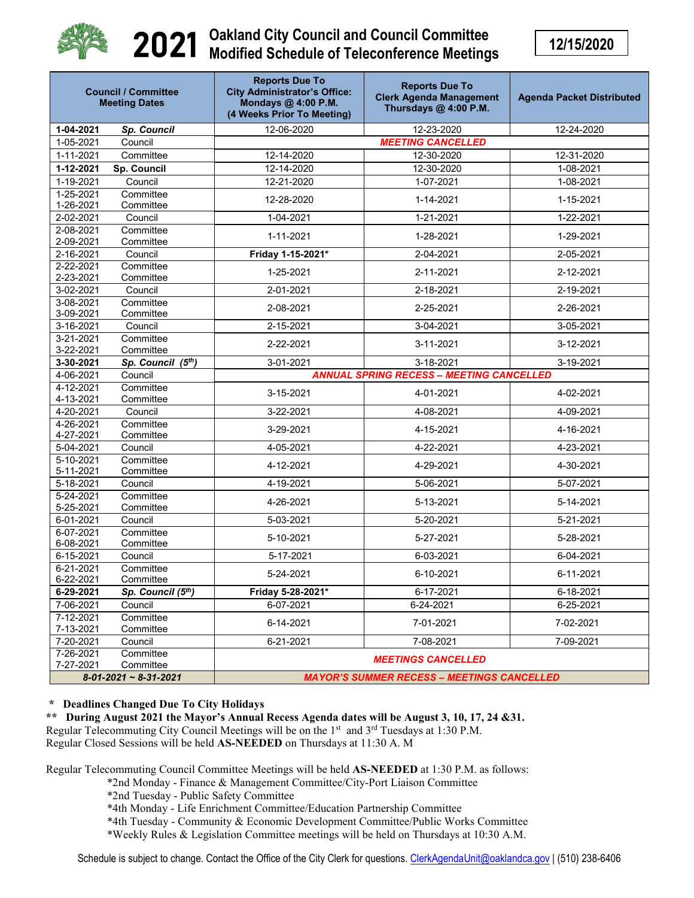# 2021 Oakland City Council and Council Committee Modified Schedule of Teleconference Meetings

**12/15/2020**

| Council / Committee Meeting Dates | | Reports Due To City Administrator's Office: Mondays @ 4:00 P.M. (4 Weeks Prior To Meeting) | Reports Due To Clerk Agenda Management Thursdays @ 4:00 P.M. | Agenda Packet Distributed |
|---|---|---|---|---|
| **1-04-2021** | ***Sp. Council*** | 12-06-2020 | 12-23-2020 | 12-24-2020 |
| 1-05-2021 | Council | ***MEETING CANCELLED*** | | |
| 1-11-2021 | Committee | 12-14-2020 | 12-30-2020 | 12-31-2020 |
| **1-12-2021** | **Sp. Council** | 12-14-2020 | 12-30-2020 | 1-08-2021 |
| 1-19-2021 | Council | 12-21-2020 | 1-07-2021 | 1-08-2021 |
| 1-25-2021<br>1-26-2021 | Committee<br>Committee | 12-28-2020 | 1-14-2021 | 1-15-2021 |
| 2-02-2021 | Council | 1-04-2021 | 1-21-2021 | 1-22-2021 |
| 2-08-2021<br>2-09-2021 | Committee<br>Committee | 1-11-2021 | 1-28-2021 | 1-29-2021 |
| 2-16-2021 | Council | **Friday 1-15-2021*** | 2-04-2021 | 2-05-2021 |
| 2-22-2021<br>2-23-2021 | Committee<br>Committee | 1-25-2021 | 2-11-2021 | 2-12-2021 |
| 3-02-2021 | Council | 2-01-2021 | 2-18-2021 | 2-19-2021 |
| 3-08-2021<br>3-09-2021 | Committee<br>Committee | 2-08-2021 | 2-25-2021 | 2-26-2021 |
| 3-16-2021 | Council | 2-15-2021 | 3-04-2021 | 3-05-2021 |
| 3-21-2021<br>3-22-2021 | Committee<br>Committee | 2-22-2021 | 3-11-2021 | 3-12-2021 |
| **3-30-2021** | ***Sp. Council (5th)*** | 3-01-2021 | 3-18-2021 | 3-19-2021 |
| 4-06-2021 | Council | ***ANNUAL SPRING RECESS – MEETING CANCELLED*** | | |
| 4-12-2021<br>4-13-2021 | Committee<br>Committee | 3-15-2021 | 4-01-2021 | 4-02-2021 |
| 4-20-2021 | Council | 3-22-2021 | 4-08-2021 | 4-09-2021 |
| 4-26-2021<br>4-27-2021 | Committee<br>Committee | 3-29-2021 | 4-15-2021 | 4-16-2021 |
| 5-04-2021 | Council | 4-05-2021 | 4-22-2021 | 4-23-2021 |
| 5-10-2021<br>5-11-2021 | Committee<br>Committee | 4-12-2021 | 4-29-2021 | 4-30-2021 |
| 5-18-2021 | Council | 4-19-2021 | 5-06-2021 | 5-07-2021 |
| 5-24-2021<br>5-25-2021 | Committee<br>Committee | 4-26-2021 | 5-13-2021 | 5-14-2021 |
| 6-01-2021 | Council | 5-03-2021 | 5-20-2021 | 5-21-2021 |
| 6-07-2021<br>6-08-2021 | Committee<br>Committee | 5-10-2021 | 5-27-2021 | 5-28-2021 |
| 6-15-2021 | Council | 5-17-2021 | 6-03-2021 | 6-04-2021 |
| 6-21-2021<br>6-22-2021 | Committee<br>Committee | 5-24-2021 | 6-10-2021 | 6-11-2021 |
| **6-29-2021** | ***Sp. Council (5th)*** | **Friday 5-28-2021*** | 6-17-2021 | 6-18-2021 |
| 7-06-2021 | Council | 6-07-2021 | 6-24-2021 | 6-25-2021 |
| 7-12-2021<br>7-13-2021 | Committee<br>Committee | 6-14-2021 | 7-01-2021 | 7-02-2021 |
| 7-20-2021 | Council | 6-21-2021 | 7-08-2021 | 7-09-2021 |
| 7-26-2021<br>7-27-2021 | Committee<br>Committee | ***MEETINGS CANCELLED*** | | |
| ***8-01-2021 ~ 8-31-2021*** | | ***MAYOR'S SUMMER RECESS – MEETINGS CANCELLED*** | | |

**\* Deadlines Changed Due To City Holidays**

**\*\* During August 2021 the Mayor's Annual Recess Agenda dates will be August 3, 10, 17, 24 &31.**

Regular Telecommuting City Council Meetings will be on the 1st and 3rd Tuesdays at 1:30 P.M.

Regular Closed Sessions will be held **AS-NEEDED** on Thursdays at 11:30 A. M

Regular Telecommuting Council Committee Meetings will be held **AS-NEEDED** at 1:30 P.M. as follows:

- *2nd Monday - Finance & Management Committee/City-Port Liaison Committee
- *2nd Tuesday - Public Safety Committee
- *4th Monday - Life Enrichment Committee/Education Partnership Committee
- *4th Tuesday - Community & Economic Development Committee/Public Works Committee
- *Weekly Rules & Legislation Committee meetings will be held on Thursdays at 10:30 A.M.

Schedule is subject to change. Contact the Office of the City Clerk for questions. ClerkAgendaUnit@oaklandca.gov | (510) 238-6406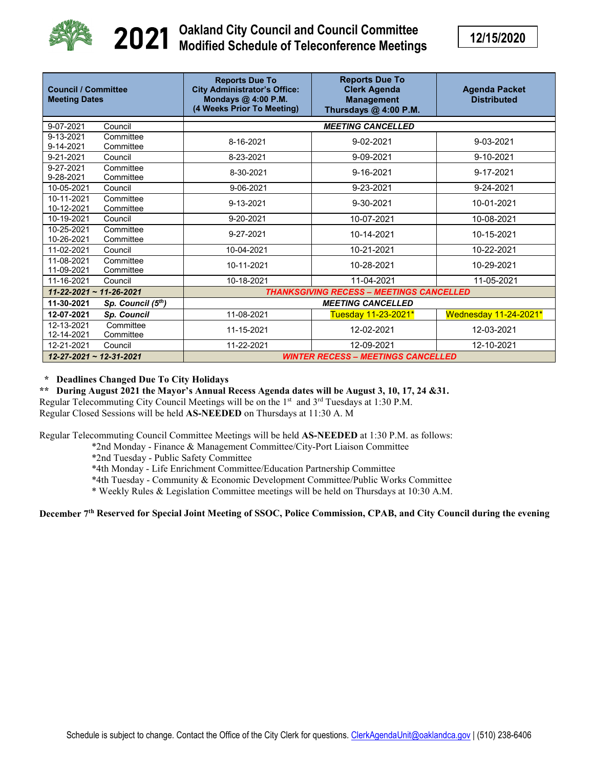# 2021 Oakland City Council and Council Committee Modified Schedule of Teleconference Meetings

**12/15/2020**

| Council / Committee Meeting Dates | | Reports Due To City Administrator's Office: Mondays @ 4:00 P.M. (4 Weeks Prior To Meeting) | Reports Due To Clerk Agenda Management Thursdays @ 4:00 P.M. | Agenda Packet Distributed |
|---|---|---|---|---|
| 9-07-2021 | Council | ***MEETING CANCELLED*** | | |
| 9-13-2021<br>9-14-2021 | Committee<br>Committee | 8-16-2021 | 9-02-2021 | 9-03-2021 |
| 9-21-2021 | Council | 8-23-2021 | 9-09-2021 | 9-10-2021 |
| 9-27-2021<br>9-28-2021 | Committee<br>Committee | 8-30-2021 | 9-16-2021 | 9-17-2021 |
| 10-05-2021 | Council | 9-06-2021 | 9-23-2021 | 9-24-2021 |
| 10-11-2021<br>10-12-2021 | Committee<br>Committee | 9-13-2021 | 9-30-2021 | 10-01-2021 |
| 10-19-2021 | Council | 9-20-2021 | 10-07-2021 | 10-08-2021 |
| 10-25-2021<br>10-26-2021 | Committee<br>Committee | 9-27-2021 | 10-14-2021 | 10-15-2021 |
| 11-02-2021 | Council | 10-04-2021 | 10-21-2021 | 10-22-2021 |
| 11-08-2021<br>11-09-2021 | Committee<br>Committee | 10-11-2021 | 10-28-2021 | 10-29-2021 |
| 11-16-2021 | Council | 10-18-2021 | 11-04-2021 | 11-05-2021 |
| ***11-22-2021 ~ 11-26-2021*** | | ***THANKSGIVING RECESS – MEETINGS CANCELLED*** | | |
| **11-30-2021** | ***Sp. Council (5th)*** | ***MEETING CANCELLED*** | | |
| **12-07-2021** | ***Sp. Council*** | 11-08-2021 | Tuesday 11-23-2021* | Wednesday 11-24-2021* |
| 12-13-2021<br>12-14-2021 | Committee<br>Committee | 11-15-2021 | 12-02-2021 | 12-03-2021 |
| 12-21-2021 | Council | 11-22-2021 | 12-09-2021 | 12-10-2021 |
| ***12-27-2021 ~ 12-31-2021*** | | ***WINTER RECESS – MEETINGS CANCELLED*** | | |

**\* Deadlines Changed Due To City Holidays**

**\*\* During August 2021 the Mayor's Annual Recess Agenda dates will be August 3, 10, 17, 24 &31.**

Regular Telecommuting City Council Meetings will be on the 1st and 3rd Tuesdays at 1:30 P.M.

Regular Closed Sessions will be held **AS-NEEDED** on Thursdays at 11:30 A. M

Regular Telecommuting Council Committee Meetings will be held **AS-NEEDED** at 1:30 P.M. as follows:

- *2nd Monday - Finance & Management Committee/City-Port Liaison Committee
- *2nd Tuesday - Public Safety Committee
- *4th Monday - Life Enrichment Committee/Education Partnership Committee
- *4th Tuesday - Community & Economic Development Committee/Public Works Committee
- * Weekly Rules & Legislation Committee meetings will be held on Thursdays at 10:30 A.M.

**December 7th Reserved for Special Joint Meeting of SSOC, Police Commission, CPAB, and City Council during the evening**

Schedule is subject to change. Contact the Office of the City Clerk for questions. ClerkAgendaUnit@oaklandca.gov | (510) 238-6406